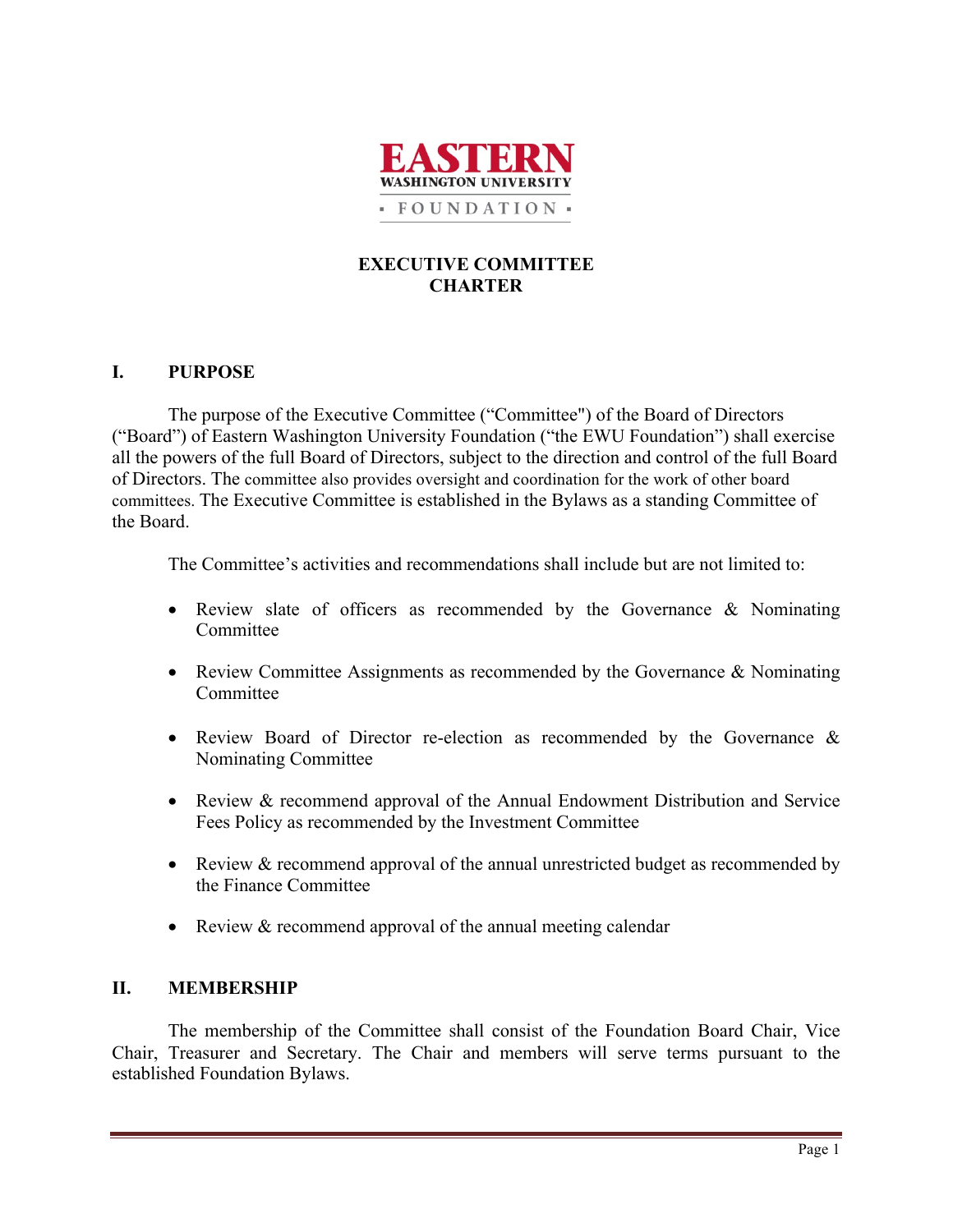EASTERN
WASHINGTON UNIVERSITY
FOUNDATION

# EXECUTIVE COMMITTEE CHARTER

## I. PURPOSE

The purpose of the Executive Committee ("Committee") of the Board of Directors ("Board") of Eastern Washington University Foundation ("the EWU Foundation") shall exercise all the powers of the full Board of Directors, subject to the direction and control of the full Board of Directors. The committee also provides oversight and coordination for the work of other board committees. The Executive Committee is established in the Bylaws as a standing Committee of the Board.

The Committee's activities and recommendations shall include but are not limited to:

- Review slate of officers as recommended by the Governance & Nominating Committee
- Review Committee Assignments as recommended by the Governance & Nominating Committee
- Review Board of Director re-election as recommended by the Governance & Nominating Committee
- Review & recommend approval of the Annual Endowment Distribution and Service Fees Policy as recommended by the Investment Committee
- Review & recommend approval of the annual unrestricted budget as recommended by the Finance Committee
- Review & recommend approval of the annual meeting calendar

## II. MEMBERSHIP

The membership of the Committee shall consist of the Foundation Board Chair, Vice Chair, Treasurer and Secretary. The Chair and members will serve terms pursuant to the established Foundation Bylaws.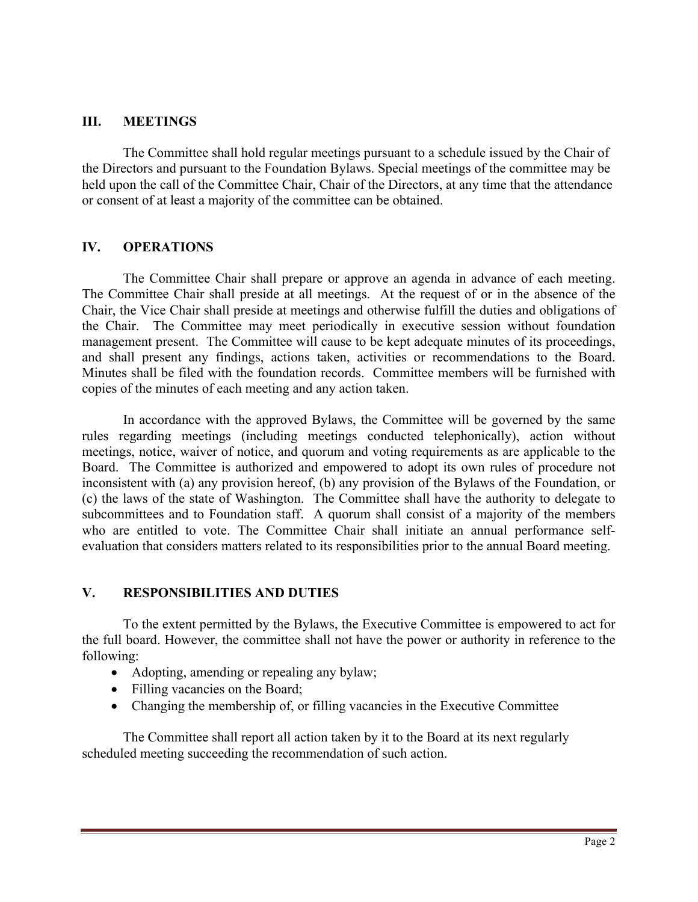## III. MEETINGS

The Committee shall hold regular meetings pursuant to a schedule issued by the Chair of the Directors and pursuant to the Foundation Bylaws. Special meetings of the committee may be held upon the call of the Committee Chair, Chair of the Directors, at any time that the attendance or consent of at least a majority of the committee can be obtained.

## IV. OPERATIONS

The Committee Chair shall prepare or approve an agenda in advance of each meeting. The Committee Chair shall preside at all meetings. At the request of or in the absence of the Chair, the Vice Chair shall preside at meetings and otherwise fulfill the duties and obligations of the Chair. The Committee may meet periodically in executive session without foundation management present. The Committee will cause to be kept adequate minutes of its proceedings, and shall present any findings, actions taken, activities or recommendations to the Board. Minutes shall be filed with the foundation records. Committee members will be furnished with copies of the minutes of each meeting and any action taken.

In accordance with the approved Bylaws, the Committee will be governed by the same rules regarding meetings (including meetings conducted telephonically), action without meetings, notice, waiver of notice, and quorum and voting requirements as are applicable to the Board. The Committee is authorized and empowered to adopt its own rules of procedure not inconsistent with (a) any provision hereof, (b) any provision of the Bylaws of the Foundation, or (c) the laws of the state of Washington. The Committee shall have the authority to delegate to subcommittees and to Foundation staff. A quorum shall consist of a majority of the members who are entitled to vote. The Committee Chair shall initiate an annual performance self-evaluation that considers matters related to its responsibilities prior to the annual Board meeting.

## V. RESPONSIBILITIES AND DUTIES

To the extent permitted by the Bylaws, the Executive Committee is empowered to act for the full board. However, the committee shall not have the power or authority in reference to the following:

- Adopting, amending or repealing any bylaw;
- Filling vacancies on the Board;
- Changing the membership of, or filling vacancies in the Executive Committee

The Committee shall report all action taken by it to the Board at its next regularly scheduled meeting succeeding the recommendation of such action.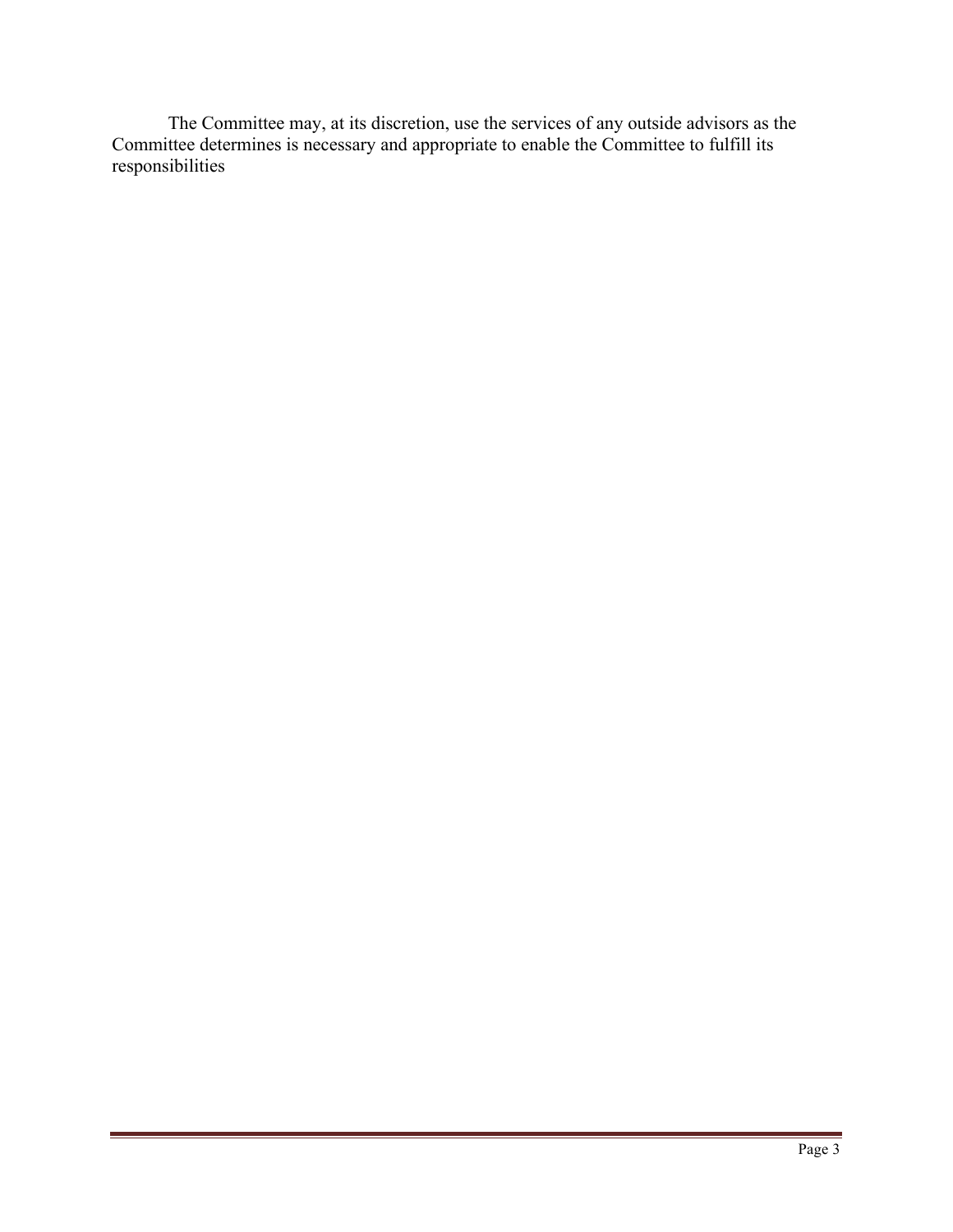The Committee may, at its discretion, use the services of any outside advisors as the Committee determines is necessary and appropriate to enable the Committee to fulfill its responsibilities